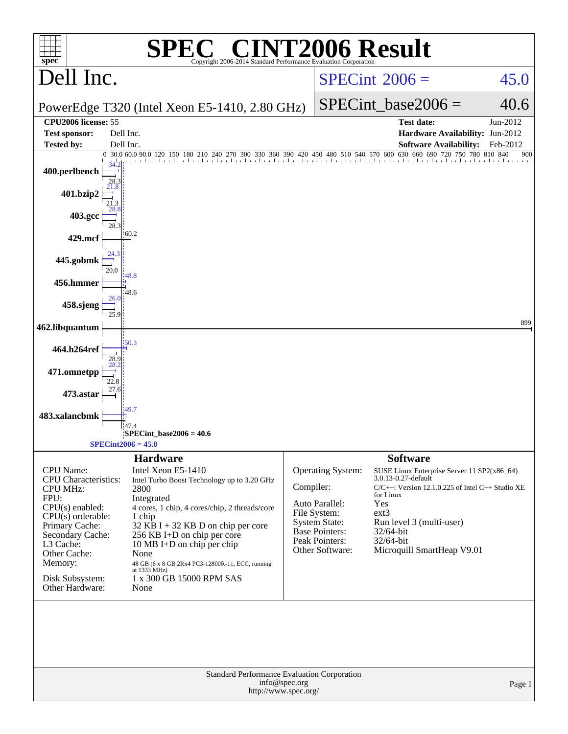# SPEC® CINT2006 Result

Copyright 2006-2014 Standard Performance Evaluation Corporation

## Dell Inc.

PowerEdge T320 (Intel Xeon E5-1410, 2.80 GHz)

SPECint 2006 = 45.0

SPECint_base2006 = 40.6

| | | | |
|---|---|---|---|
| **CPU2006 license:** | 55 | **Test date:** | Jun-2012 |
| **Test sponsor:** | Dell Inc. | **Hardware Availability:** | Jun-2012 |
| **Tested by:** | Dell Inc. | **Software Availability:** | Feb-2012 |

| Benchmark | Peak | Base |
|---|---|---|
| 400.perlbench | 34.2 | 28.3 |
| 401.bzip2 | 21.8 | 21.3 |
| 403.gcc | 28.8 | 28.3 |
| 429.mcf | 60.2 | |
| 445.gobmk | 24.3 | 20.0 |
| 456.hmmer | 48.8 | 48.6 |
| 458.sjeng | 26.0 | 25.9 |
| 462.libquantum | 899 | |
| 464.h264ref | 50.3 | 28.9 |
| 471.omnetpp | 28.2 | 22.8 |
| 473.astar | 27.6 | |
| 483.xalancbmk | 49.7 | 47.4 |

SPECint_base2006 = 40.6

SPECint2006 = 45.0

## Hardware

| | |
|---|---|
| CPU Name: | Intel Xeon E5-1410 |
| CPU Characteristics: | Intel Turbo Boost Technology up to 3.20 GHz |
| CPU MHz: | 2800 |
| FPU: | Integrated |
| CPU(s) enabled: | 4 cores, 1 chip, 4 cores/chip, 2 threads/core |
| CPU(s) orderable: | 1 chip |
| Primary Cache: | 32 KB I + 32 KB D on chip per core |
| Secondary Cache: | 256 KB I+D on chip per core |
| L3 Cache: | 10 MB I+D on chip per chip |
| Other Cache: | None |
| Memory: | 48 GB (6 x 8 GB 2Rx4 PC3-12800R-11, ECC, running at 1333 MHz) |
| Disk Subsystem: | 1 x 300 GB 15000 RPM SAS |
| Other Hardware: | None |

## Software

| | |
|---|---|
| Operating System: | SUSE Linux Enterprise Server 11 SP2(x86_64) 3.0.13-0.27-default |
| Compiler: | C/C++: Version 12.1.0.225 of Intel C++ Studio XE for Linux |
| Auto Parallel: | Yes |
| File System: | ext3 |
| System State: | Run level 3 (multi-user) |
| Base Pointers: | 32/64-bit |
| Peak Pointers: | 32/64-bit |
| Other Software: | Microquill SmartHeap V9.01 |

Standard Performance Evaluation Corporation
info@spec.org
http://www.spec.org/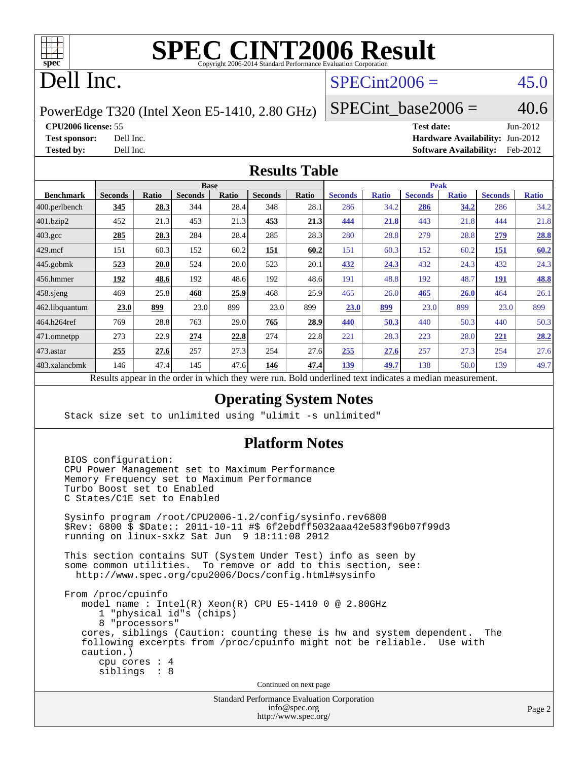# SPEC CINT2006 Result

Copyright 2006-2014 Standard Performance Evaluation Corporation

# Dell Inc.

PowerEdge T320 (Intel Xeon E5-1410, 2.80 GHz)

SPECint2006 = 45.0

SPECint_base2006 = 40.6

**CPU2006 license:** 55
**Test sponsor:** Dell Inc.
**Tested by:** Dell Inc.

**Test date:** Jun-2012
**Hardware Availability:** Jun-2012
**Software Availability:** Feb-2012

## Results Table

| Benchmark | Base | | | | | | Peak | | | | | |
|---|---|---|---|---|---|---|---|---|---|---|---|---|
| | Seconds | Ratio | Seconds | Ratio | Seconds | Ratio | Seconds | Ratio | Seconds | Ratio | Seconds | Ratio |
| 400.perlbench | **345** | **28.3** | 344 | 28.4 | 348 | 28.1 | 286 | 34.2 | **286** | **34.2** | 286 | 34.2 |
| 401.bzip2 | 452 | 21.3 | 453 | 21.3 | **453** | **21.3** | **444** | **21.8** | 443 | 21.8 | 444 | 21.8 |
| 403.gcc | **285** | **28.3** | 284 | 28.4 | 285 | 28.3 | 280 | 28.8 | 279 | 28.8 | **279** | **28.8** |
| 429.mcf | 151 | 60.3 | 152 | 60.2 | **151** | **60.2** | 151 | 60.3 | 152 | 60.2 | **151** | **60.2** |
| 445.gobmk | **523** | **20.0** | 524 | 20.0 | 523 | 20.1 | **432** | **24.3** | 432 | 24.3 | 432 | 24.3 |
| 456.hmmer | **192** | **48.6** | 192 | 48.6 | 192 | 48.6 | 191 | 48.8 | 192 | 48.7 | **191** | **48.8** |
| 458.sjeng | 469 | 25.8 | **468** | **25.9** | 468 | 25.9 | 465 | 26.0 | **465** | **26.0** | 464 | 26.1 |
| 462.libquantum | **23.0** | **899** | 23.0 | 899 | 23.0 | 899 | **23.0** | **899** | 23.0 | 899 | 23.0 | 899 |
| 464.h264ref | 769 | 28.8 | 763 | 29.0 | **765** | **28.9** | **440** | **50.3** | 440 | 50.3 | 440 | 50.3 |
| 471.omnetpp | 273 | 22.9 | **274** | **22.8** | 274 | 22.8 | 221 | 28.3 | 223 | 28.0 | **221** | **28.2** |
| 473.astar | **255** | **27.6** | 257 | 27.3 | 254 | 27.6 | **255** | **27.6** | 257 | 27.3 | 254 | 27.6 |
| 483.xalancbmk | 146 | 47.4 | 145 | 47.6 | **146** | **47.4** | **139** | **49.7** | 138 | 50.0 | 139 | 49.7 |

Results appear in the order in which they were run. Bold underlined text indicates a median measurement.

## Operating System Notes

```
Stack size set to unlimited using "ulimit -s unlimited"
```

## Platform Notes

```
BIOS configuration:
CPU Power Management set to Maximum Performance
Memory Frequency set to Maximum Performance
Turbo Boost set to Enabled
C States/C1E set to Enabled

Sysinfo program /root/CPU2006-1.2/config/sysinfo.rev6800
$Rev: 6800 $ $Date:: 2011-10-11 #$ 6f2ebdff5032aaa42e583f96b07f99d3
running on linux-sxkz Sat Jun  9 18:11:08 2012

This section contains SUT (System Under Test) info as seen by
some common utilities.  To remove or add to this section, see:
  http://www.spec.org/cpu2006/Docs/config.html#sysinfo

From /proc/cpuinfo
   model name : Intel(R) Xeon(R) CPU E5-1410 0 @ 2.80GHz
      1 "physical id"s (chips)
      8 "processors"
   cores, siblings (Caution: counting these is hw and system dependent.  The
   following excerpts from /proc/cpuinfo might not be reliable.  Use with
   caution.)
      cpu cores : 4
      siblings  : 8
```

Continued on next page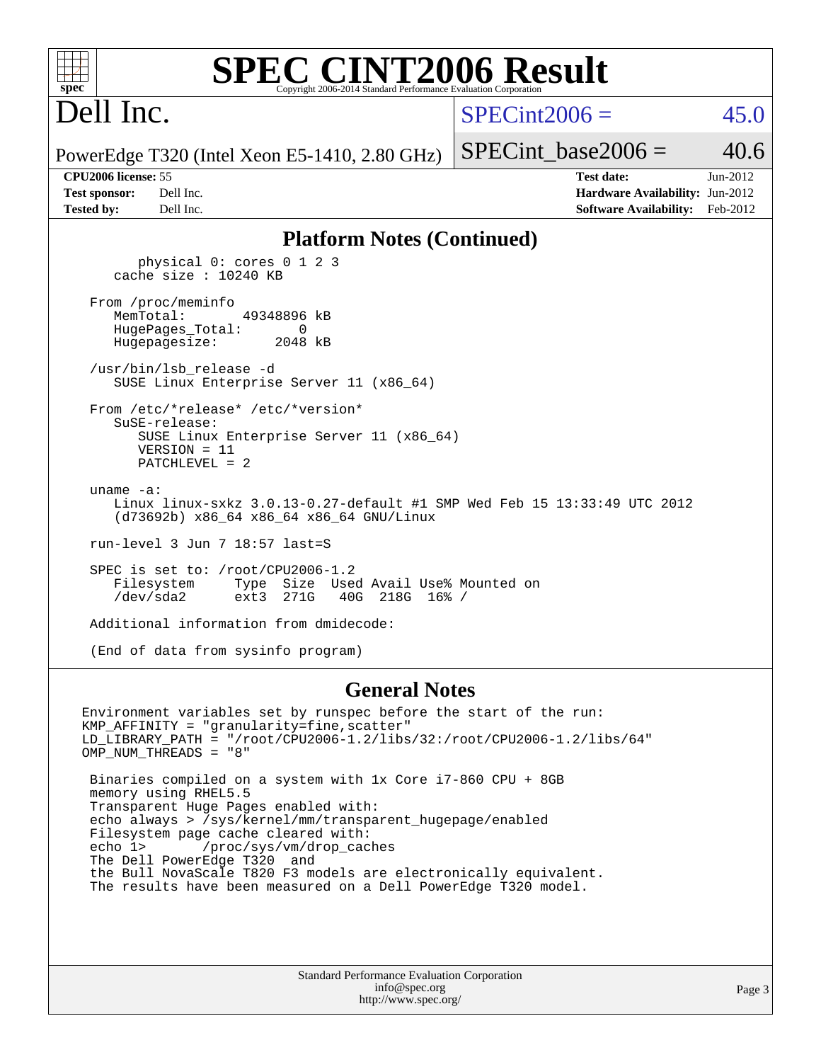# SPEC CINT2006 Result

Copyright 2006-2014 Standard Performance Evaluation Corporation

## Dell Inc.

PowerEdge T320 (Intel Xeon E5-1410, 2.80 GHz)

SPECint2006 = 45.0

SPECint_base2006 = 40.6

| | | | |
|---|---|---|---|
| **CPU2006 license:** | 55 | **Test date:** | Jun-2012 |
| **Test sponsor:** | Dell Inc. | **Hardware Availability:** | Jun-2012 |
| **Tested by:** | Dell Inc. | **Software Availability:** | Feb-2012 |

## Platform Notes (Continued)

```
        physical 0: cores 0 1 2 3
    cache size : 10240 KB

 From /proc/meminfo
    MemTotal:       49348896 kB
    HugePages_Total:       0
    Hugepagesize:       2048 kB

 /usr/bin/lsb_release -d
    SUSE Linux Enterprise Server 11 (x86_64)

 From /etc/*release* /etc/*version*
    SuSE-release:
       SUSE Linux Enterprise Server 11 (x86_64)
       VERSION = 11
       PATCHLEVEL = 2

 uname -a:
    Linux linux-sxkz 3.0.13-0.27-default #1 SMP Wed Feb 15 13:33:49 UTC 2012
    (d73692b) x86_64 x86_64 x86_64 GNU/Linux

 run-level 3 Jun 7 18:57 last=S

 SPEC is set to: /root/CPU2006-1.2
    Filesystem     Type  Size  Used Avail Use% Mounted on
    /dev/sda2      ext3  271G   40G  218G  16% /

 Additional information from dmidecode:

 (End of data from sysinfo program)
```

## General Notes

```
Environment variables set by runspec before the start of the run:
KMP_AFFINITY = "granularity=fine,scatter"
LD_LIBRARY_PATH = "/root/CPU2006-1.2/libs/32:/root/CPU2006-1.2/libs/64"
OMP_NUM_THREADS = "8"

 Binaries compiled on a system with 1x Core i7-860 CPU + 8GB
 memory using RHEL5.5
 Transparent Huge Pages enabled with:
 echo always > /sys/kernel/mm/transparent_hugepage/enabled
 Filesystem page cache cleared with:
 echo 1>       /proc/sys/vm/drop_caches
 The Dell PowerEdge T320  and
 the Bull NovaScale T820 F3 models are electronically equivalent.
 The results have been measured on a Dell PowerEdge T320 model.
```

Standard Performance Evaluation Corporation
info@spec.org
http://www.spec.org/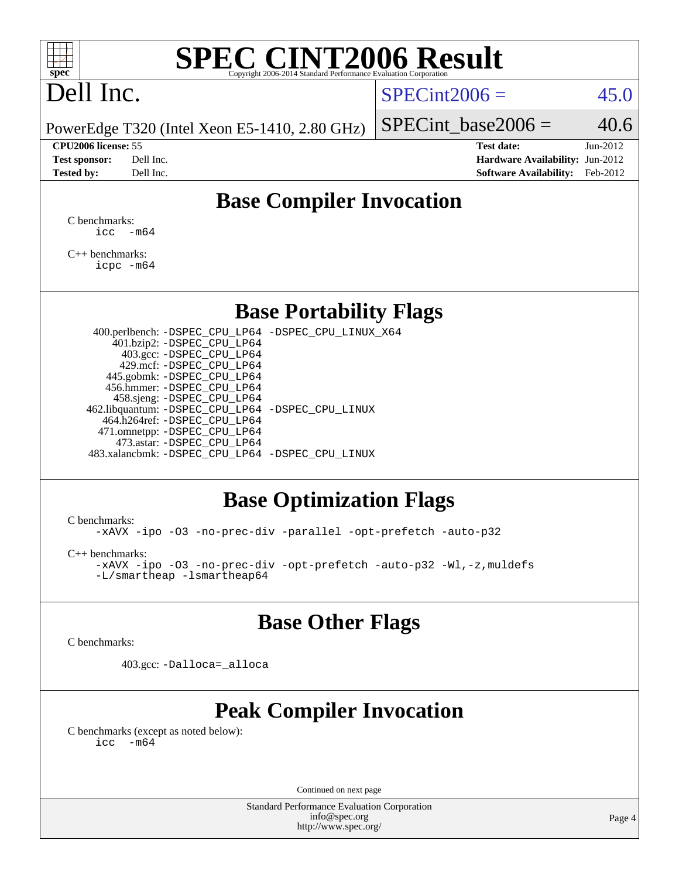# SPEC CINT2006 Result

Copyright 2006-2014 Standard Performance Evaluation Corporation

## Dell Inc.

PowerEdge T320 (Intel Xeon E5-1410, 2.80 GHz)

SPECint2006 = 45.0

SPECint_base2006 = 40.6

**CPU2006 license:** 55
**Test sponsor:** Dell Inc.
**Tested by:** Dell Inc.

**Test date:** Jun-2012
**Hardware Availability:** Jun-2012
**Software Availability:** Feb-2012

## Base Compiler Invocation

C benchmarks:
```
icc  -m64
```

C++ benchmarks:
```
icpc -m64
```

## Base Portability Flags

```
    400.perlbench: -DSPEC_CPU_LP64 -DSPEC_CPU_LINUX_X64
        401.bzip2: -DSPEC_CPU_LP64
          403.gcc: -DSPEC_CPU_LP64
          429.mcf: -DSPEC_CPU_LP64
        445.gobmk: -DSPEC_CPU_LP64
        456.hmmer: -DSPEC_CPU_LP64
        458.sjeng: -DSPEC_CPU_LP64
   462.libquantum: -DSPEC_CPU_LP64 -DSPEC_CPU_LINUX
      464.h264ref: -DSPEC_CPU_LP64
      471.omnetpp: -DSPEC_CPU_LP64
        473.astar: -DSPEC_CPU_LP64
   483.xalancbmk: -DSPEC_CPU_LP64 -DSPEC_CPU_LINUX
```

## Base Optimization Flags

C benchmarks:
```
-xAVX -ipo -O3 -no-prec-div -parallel -opt-prefetch -auto-p32
```

C++ benchmarks:
```
-xAVX -ipo -O3 -no-prec-div -opt-prefetch -auto-p32 -Wl,-z,muldefs
-L/smartheap -lsmartheap64
```

## Base Other Flags

C benchmarks:

```
403.gcc: -Dalloca=_alloca
```

## Peak Compiler Invocation

C benchmarks (except as noted below):
```
icc  -m64
```

Continued on next page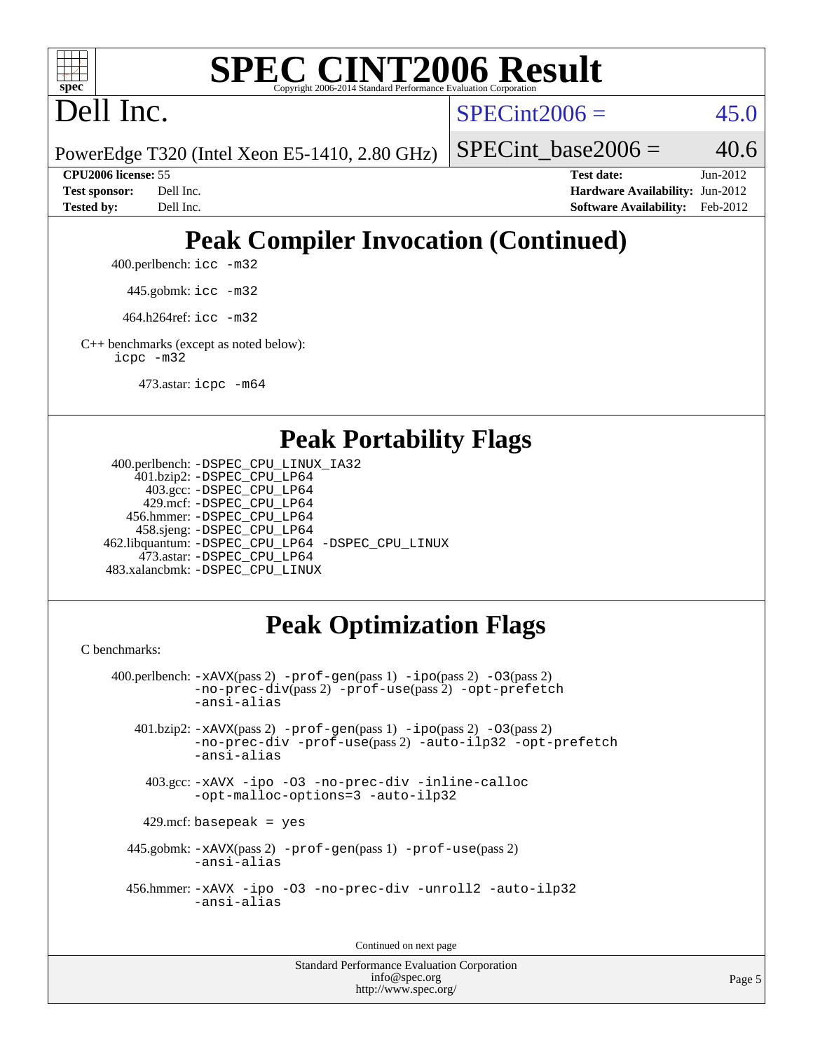# SPEC CINT2006 Result

Copyright 2006-2014 Standard Performance Evaluation Corporation

## Dell Inc.

PowerEdge T320 (Intel Xeon E5-1410, 2.80 GHz)

SPECint2006 = 45.0

SPECint_base2006 = 40.6

| | | | |
|---|---|---|---|
| **CPU2006 license:** 55 | | **Test date:** | Jun-2012 |
| **Test sponsor:** | Dell Inc. | **Hardware Availability:** | Jun-2012 |
| **Tested by:** | Dell Inc. | **Software Availability:** | Feb-2012 |

## Peak Compiler Invocation (Continued)

400.perlbench: `icc -m32`

445.gobmk: `icc -m32`

464.h264ref: `icc -m32`

C++ benchmarks (except as noted below):
`icpc -m32`

473.astar: `icpc -m64`

## Peak Portability Flags

400.perlbench: `-DSPEC_CPU_LINUX_IA32`
401.bzip2: `-DSPEC_CPU_LP64`
403.gcc: `-DSPEC_CPU_LP64`
429.mcf: `-DSPEC_CPU_LP64`
456.hmmer: `-DSPEC_CPU_LP64`
458.sjeng: `-DSPEC_CPU_LP64`
462.libquantum: `-DSPEC_CPU_LP64 -DSPEC_CPU_LINUX`
473.astar: `-DSPEC_CPU_LP64`
483.xalancbmk: `-DSPEC_CPU_LINUX`

## Peak Optimization Flags

C benchmarks:

400.perlbench: `-xAVX`(pass 2) `-prof-gen`(pass 1) `-ipo`(pass 2) `-O3`(pass 2) `-no-prec-div`(pass 2) `-prof-use`(pass 2) `-opt-prefetch` `-ansi-alias`

401.bzip2: `-xAVX`(pass 2) `-prof-gen`(pass 1) `-ipo`(pass 2) `-O3`(pass 2) `-no-prec-div` `-prof-use`(pass 2) `-auto-ilp32` `-opt-prefetch` `-ansi-alias`

403.gcc: `-xAVX -ipo -O3 -no-prec-div -inline-calloc -opt-malloc-options=3 -auto-ilp32`

429.mcf: `basepeak = yes`

445.gobmk: `-xAVX`(pass 2) `-prof-gen`(pass 1) `-prof-use`(pass 2) `-ansi-alias`

456.hmmer: `-xAVX -ipo -O3 -no-prec-div -unroll2 -auto-ilp32 -ansi-alias`

Continued on next page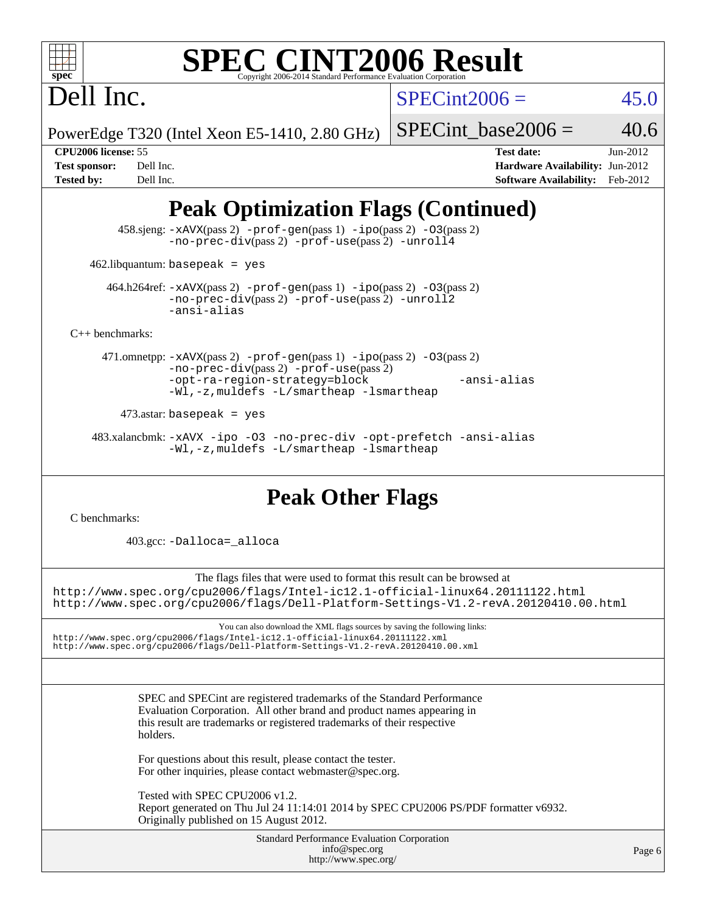# SPEC CINT2006 Result

Copyright 2006-2014 Standard Performance Evaluation Corporation

Dell Inc.

PowerEdge T320 (Intel Xeon E5-1410, 2.80 GHz)

SPECint2006 = 45.0

SPECint_base2006 = 40.6

**CPU2006 license:** 55
**Test sponsor:** Dell Inc.
**Tested by:** Dell Inc.

**Test date:** Jun-2012
**Hardware Availability:** Jun-2012
**Software Availability:** Feb-2012

## Peak Optimization Flags (Continued)

458.sjeng: `-xAVX`(pass 2) `-prof-gen`(pass 1) `-ipo`(pass 2) `-O3`(pass 2) `-no-prec-div`(pass 2) `-prof-use`(pass 2) `-unroll4`

462.libquantum: `basepeak = yes`

464.h264ref: `-xAVX`(pass 2) `-prof-gen`(pass 1) `-ipo`(pass 2) `-O3`(pass 2) `-no-prec-div`(pass 2) `-prof-use`(pass 2) `-unroll2` `-ansi-alias`

C++ benchmarks:

471.omnetpp: `-xAVX`(pass 2) `-prof-gen`(pass 1) `-ipo`(pass 2) `-O3`(pass 2) `-no-prec-div`(pass 2) `-prof-use`(pass 2) `-opt-ra-region-strategy=block` `-ansi-alias` `-Wl,-z,muldefs` `-L/smartheap` `-lsmartheap`

473.astar: `basepeak = yes`

483.xalancbmk: `-xAVX` `-ipo` `-O3` `-no-prec-div` `-opt-prefetch` `-ansi-alias` `-Wl,-z,muldefs` `-L/smartheap` `-lsmartheap`

## Peak Other Flags

C benchmarks:

403.gcc: `-Dalloca=_alloca`

The flags files that were used to format this result can be browsed at
http://www.spec.org/cpu2006/flags/Intel-ic12.1-official-linux64.20111122.html
http://www.spec.org/cpu2006/flags/Dell-Platform-Settings-V1.2-revA.20120410.00.html

You can also download the XML flags sources by saving the following links:
http://www.spec.org/cpu2006/flags/Intel-ic12.1-official-linux64.20111122.xml
http://www.spec.org/cpu2006/flags/Dell-Platform-Settings-V1.2-revA.20120410.00.xml

SPEC and SPECint are registered trademarks of the Standard Performance Evaluation Corporation. All other brand and product names appearing in this result are trademarks or registered trademarks of their respective holders.

For questions about this result, please contact the tester.
For other inquiries, please contact webmaster@spec.org.

Tested with SPEC CPU2006 v1.2.
Report generated on Thu Jul 24 11:14:01 2014 by SPEC CPU2006 PS/PDF formatter v6932.
Originally published on 15 August 2012.

Standard Performance Evaluation Corporation
info@spec.org
http://www.spec.org/